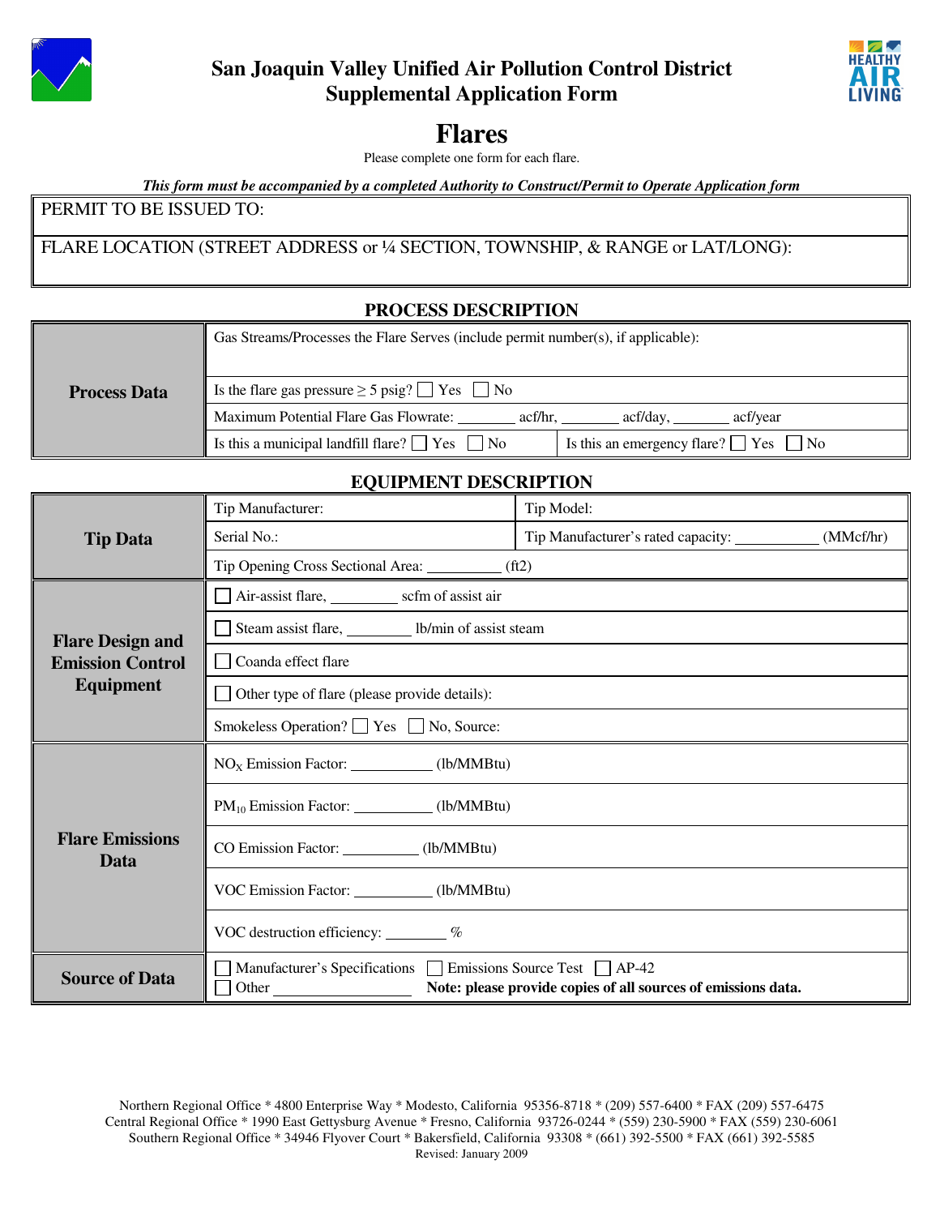# San Joaquin Valley Unified Air Pollution Control District
# Supplemental Application Form

## Flares

Please complete one form for each flare.

***This form must be accompanied by a completed Authority to Construct/Permit to Operate Application form***

| PERMIT TO BE ISSUED TO: |
|---|
| FLARE LOCATION (STREET ADDRESS or ¼ SECTION, TOWNSHIP, & RANGE or LAT/LONG): |

### PROCESS DESCRIPTION

| | | |
|---|---|---|
| **Process Data** | Gas Streams/Processes the Flare Serves (include permit number(s), if applicable): | |
| | Is the flare gas pressure ≥ 5 psig? ☐ Yes ☐ No | |
| | Maximum Potential Flare Gas Flowrate: _______ acf/hr, _______ acf/day, _______ acf/year | |
| | Is this a municipal landfill flare? ☐ Yes ☐ No | Is this an emergency flare? ☐ Yes ☐ No |

### EQUIPMENT DESCRIPTION

| | | |
|---|---|---|
| **Tip Data** | Tip Manufacturer: | Tip Model: |
| | Serial No.: | Tip Manufacturer's rated capacity: __________ (MMcf/hr) |
| | Tip Opening Cross Sectional Area: _________ (ft2) | |
| **Flare Design and Emission Control Equipment** | ☐ Air-assist flare, ________ scfm of assist air | |
| | ☐ Steam assist flare, ________ lb/min of assist steam | |
| | ☐ Coanda effect flare | |
| | ☐ Other type of flare (please provide details): | |
| | Smokeless Operation? ☐ Yes ☐ No, Source: | |
| **Flare Emissions Data** | $NO_X$ Emission Factor: __________ (lb/MMBtu) | |
| | $PM_{10}$ Emission Factor: __________ (lb/MMBtu) | |
| | CO Emission Factor: __________ (lb/MMBtu) | |
| | VOC Emission Factor: __________ (lb/MMBtu) | |
| | VOC destruction efficiency: ________ % | |
| **Source of Data** | ☐ Manufacturer's Specifications ☐ Emissions Source Test ☐ AP-42<br>☐ Other ________________ **Note: please provide copies of all sources of emissions data.** | |

Northern Regional Office * 4800 Enterprise Way * Modesto, California 95356-8718 * (209) 557-6400 * FAX (209) 557-6475
Central Regional Office * 1990 East Gettysburg Avenue * Fresno, California 93726-0244 * (559) 230-5900 * FAX (559) 230-6061
Southern Regional Office * 34946 Flyover Court * Bakersfield, California 93308 * (661) 392-5500 * FAX (661) 392-5585
Revised: January 2009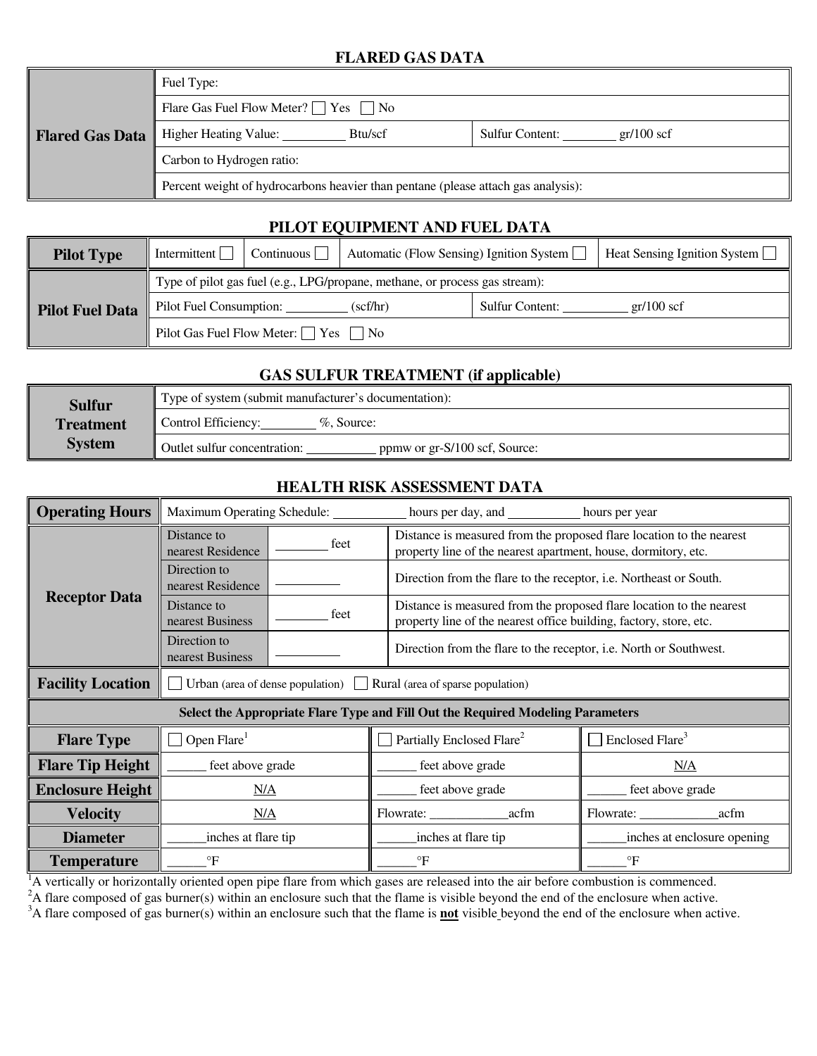## FLARED GAS DATA

| | | |
|---|---|---|
| **Flared Gas Data** | Fuel Type: | |
| | Flare Gas Fuel Flow Meter? ☐ Yes ☐ No | |
| | Higher Heating Value: __________ Btu/scf | Sulfur Content: ________ gr/100 scf |
| | Carbon to Hydrogen ratio: | |
| | Percent weight of hydrocarbons heavier than pentane (please attach gas analysis): | |

## PILOT EQUIPMENT AND FUEL DATA

| | | | | |
|---|---|---|---|---|
| **Pilot Type** | Intermittent ☐ | Continuous ☐ | Automatic (Flow Sensing) Ignition System ☐ | Heat Sensing Ignition System ☐ |
| **Pilot Fuel Data** | Type of pilot gas fuel (e.g., LPG/propane, methane, or process gas stream): | | | |
| | Pilot Fuel Consumption: __________ (scf/hr) | | Sulfur Content: __________ gr/100 scf | |
| | Pilot Gas Fuel Flow Meter: ☐ Yes ☐ No | | | |

## GAS SULFUR TREATMENT (if applicable)

| | |
|---|---|
| **Sulfur Treatment System** | Type of system (submit manufacturer's documentation): |
| | Control Efficiency: ________ %, Source: |
| | Outlet sulfur concentration: ___________ ppmw or gr-S/100 scf, Source: |

## HEALTH RISK ASSESSMENT DATA

| | | | |
|---|---|---|---|
| **Operating Hours** | Maximum Operating Schedule: ___________ hours per day, and ___________ hours per year | | |
| **Receptor Data** | Distance to nearest Residence | ________ feet | Distance is measured from the proposed flare location to the nearest property line of the nearest apartment, house, dormitory, etc. |
| | Direction to nearest Residence | __________ | Direction from the flare to the receptor, i.e. Northeast or South. |
| | Distance to nearest Business | ________ feet | Distance is measured from the proposed flare location to the nearest property line of the nearest office building, factory, store, etc. |
| | Direction to nearest Business | __________ | Direction from the flare to the receptor, i.e. North or Southwest. |
| **Facility Location** | ☐ Urban (area of dense population) ☐ Rural (area of sparse population) | | |

**Select the Appropriate Flare Type and Fill Out the Required Modeling Parameters**

| | | | |
|---|---|---|---|
| **Flare Type** | ☐ Open Flare[1] | ☐ Partially Enclosed Flare[2] | ☐ Enclosed Flare[3] |
| **Flare Tip Height** | ______ feet above grade | ______ feet above grade | N/A |
| **Enclosure Height** | N/A | ______ feet above grade | ______ feet above grade |
| **Velocity** | N/A | Flowrate: ____________acfm | Flowrate: ____________acfm |
| **Diameter** | ______inches at flare tip | ______inches at flare tip | ______inches at enclosure opening |
| **Temperature** | ______°F | ______°F | ______°F |

[1]A vertically or horizontally oriented open pipe flare from which gases are released into the air before combustion is commenced.

[2]A flare composed of gas burner(s) within an enclosure such that the flame is visible beyond the end of the enclosure when active.

[3]A flare composed of gas burner(s) within an enclosure such that the flame is **not** visible beyond the end of the enclosure when active.